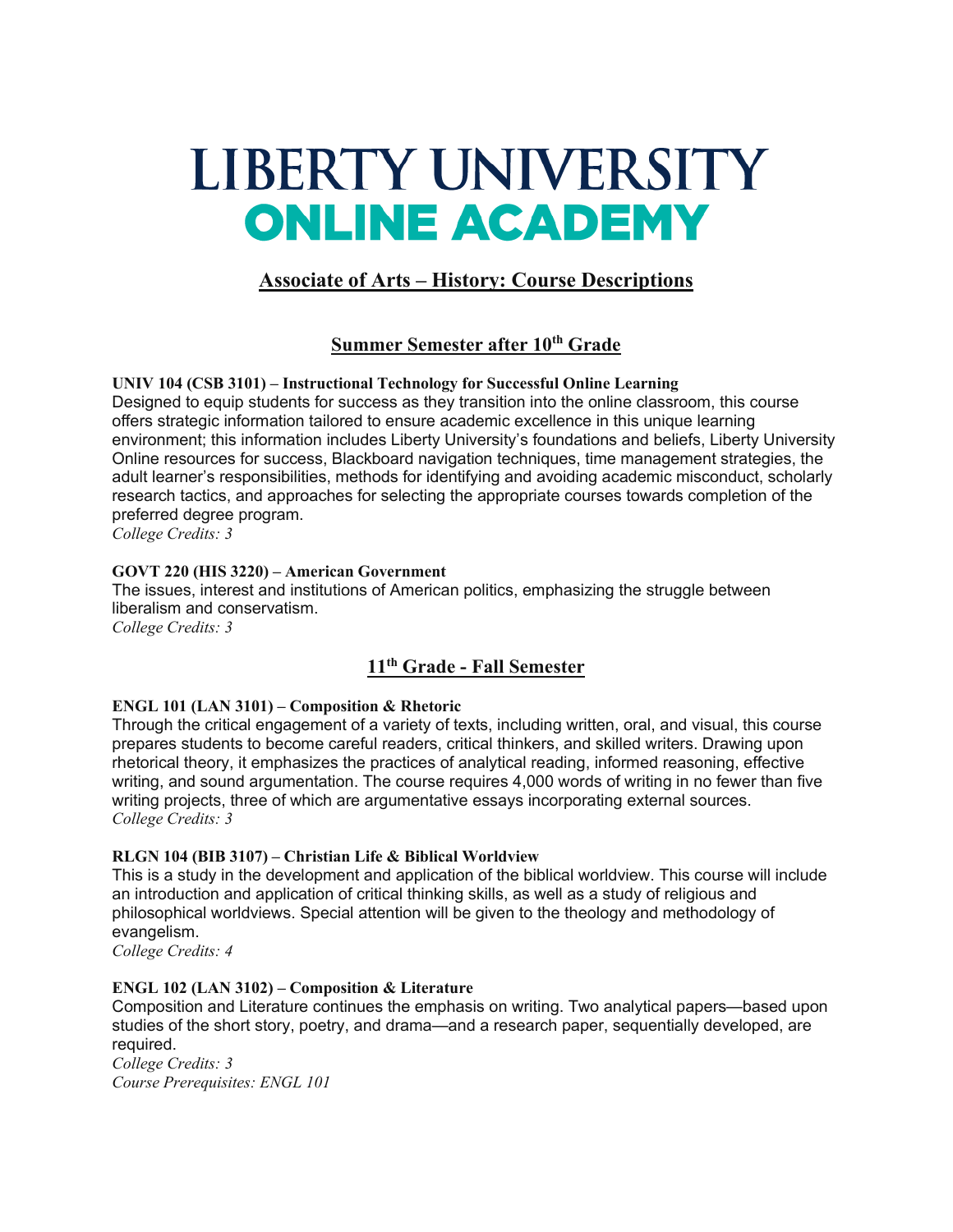# LIBERTY UNIVERSITY
# ONLINE ACADEMY

## Associate of Arts – History: Course Descriptions

### Summer Semester after 10th Grade

**UNIV 104 (CSB 3101) – Instructional Technology for Successful Online Learning**
Designed to equip students for success as they transition into the online classroom, this course offers strategic information tailored to ensure academic excellence in this unique learning environment; this information includes Liberty University's foundations and beliefs, Liberty University Online resources for success, Blackboard navigation techniques, time management strategies, the adult learner's responsibilities, methods for identifying and avoiding academic misconduct, scholarly research tactics, and approaches for selecting the appropriate courses towards completion of the preferred degree program.
*College Credits: 3*

**GOVT 220 (HIS 3220) – American Government**
The issues, interest and institutions of American politics, emphasizing the struggle between liberalism and conservatism.
*College Credits: 3*

### 11th Grade - Fall Semester

**ENGL 101 (LAN 3101) – Composition & Rhetoric**
Through the critical engagement of a variety of texts, including written, oral, and visual, this course prepares students to become careful readers, critical thinkers, and skilled writers. Drawing upon rhetorical theory, it emphasizes the practices of analytical reading, informed reasoning, effective writing, and sound argumentation. The course requires 4,000 words of writing in no fewer than five writing projects, three of which are argumentative essays incorporating external sources.
*College Credits: 3*

**RLGN 104 (BIB 3107) – Christian Life & Biblical Worldview**
This is a study in the development and application of the biblical worldview. This course will include an introduction and application of critical thinking skills, as well as a study of religious and philosophical worldviews. Special attention will be given to the theology and methodology of evangelism.
*College Credits: 4*

**ENGL 102 (LAN 3102) – Composition & Literature**
Composition and Literature continues the emphasis on writing. Two analytical papers—based upon studies of the short story, poetry, and drama—and a research paper, sequentially developed, are required.
*College Credits: 3*
*Course Prerequisites: ENGL 101*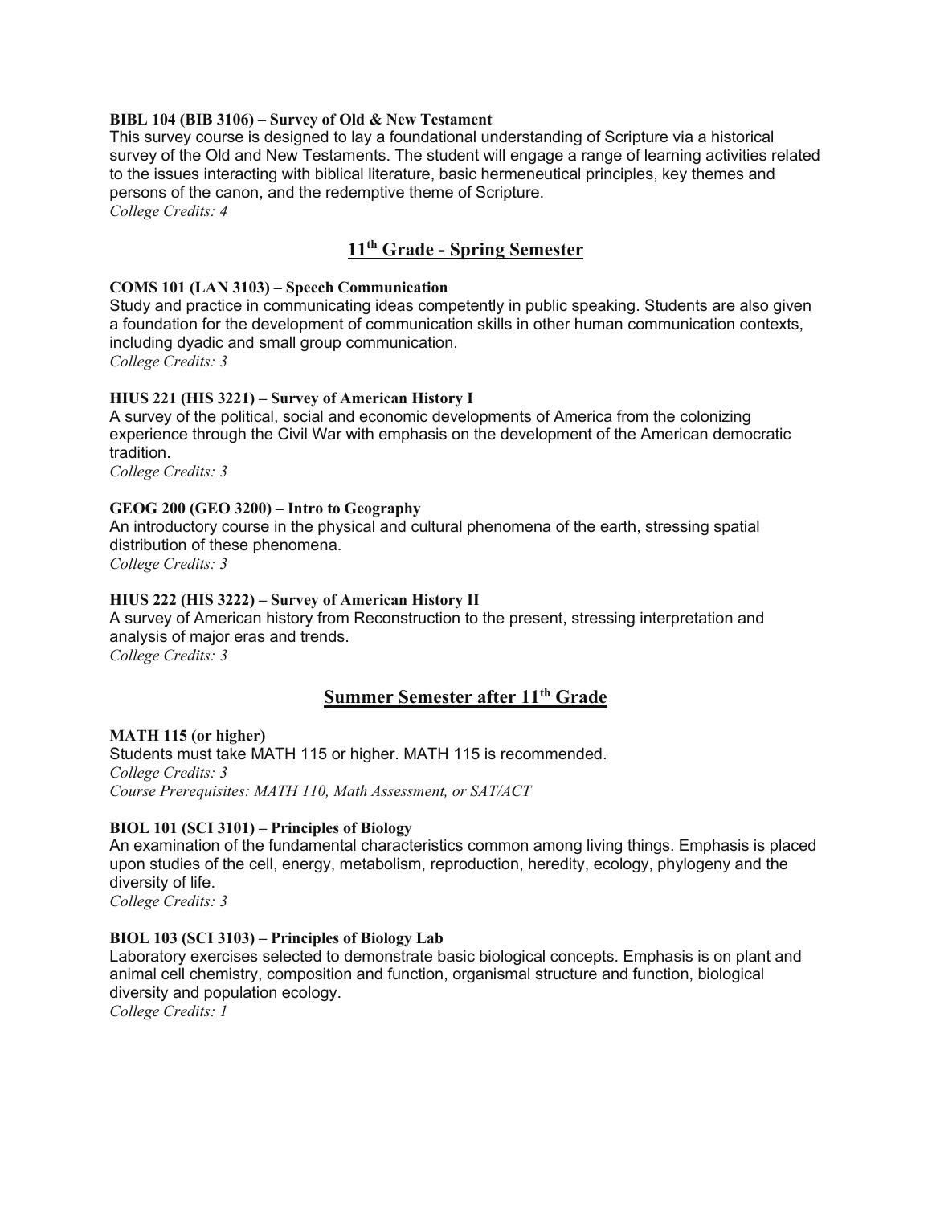**BIBL 104 (BIB 3106) – Survey of Old & New Testament**
This survey course is designed to lay a foundational understanding of Scripture via a historical survey of the Old and New Testaments. The student will engage a range of learning activities related to the issues interacting with biblical literature, basic hermeneutical principles, key themes and persons of the canon, and the redemptive theme of Scripture.
*College Credits: 4*

## 11th Grade - Spring Semester

**COMS 101 (LAN 3103) – Speech Communication**
Study and practice in communicating ideas competently in public speaking. Students are also given a foundation for the development of communication skills in other human communication contexts, including dyadic and small group communication.
*College Credits: 3*

**HIUS 221 (HIS 3221) – Survey of American History I**
A survey of the political, social and economic developments of America from the colonizing experience through the Civil War with emphasis on the development of the American democratic tradition.
*College Credits: 3*

**GEOG 200 (GEO 3200) – Intro to Geography**
An introductory course in the physical and cultural phenomena of the earth, stressing spatial distribution of these phenomena.
*College Credits: 3*

**HIUS 222 (HIS 3222) – Survey of American History II**
A survey of American history from Reconstruction to the present, stressing interpretation and analysis of major eras and trends.
*College Credits: 3*

## Summer Semester after 11th Grade

**MATH 115 (or higher)**
Students must take MATH 115 or higher. MATH 115 is recommended.
*College Credits: 3*
*Course Prerequisites: MATH 110, Math Assessment, or SAT/ACT*

**BIOL 101 (SCI 3101) – Principles of Biology**
An examination of the fundamental characteristics common among living things. Emphasis is placed upon studies of the cell, energy, metabolism, reproduction, heredity, ecology, phylogeny and the diversity of life.
*College Credits: 3*

**BIOL 103 (SCI 3103) – Principles of Biology Lab**
Laboratory exercises selected to demonstrate basic biological concepts. Emphasis is on plant and animal cell chemistry, composition and function, organismal structure and function, biological diversity and population ecology.
*College Credits: 1*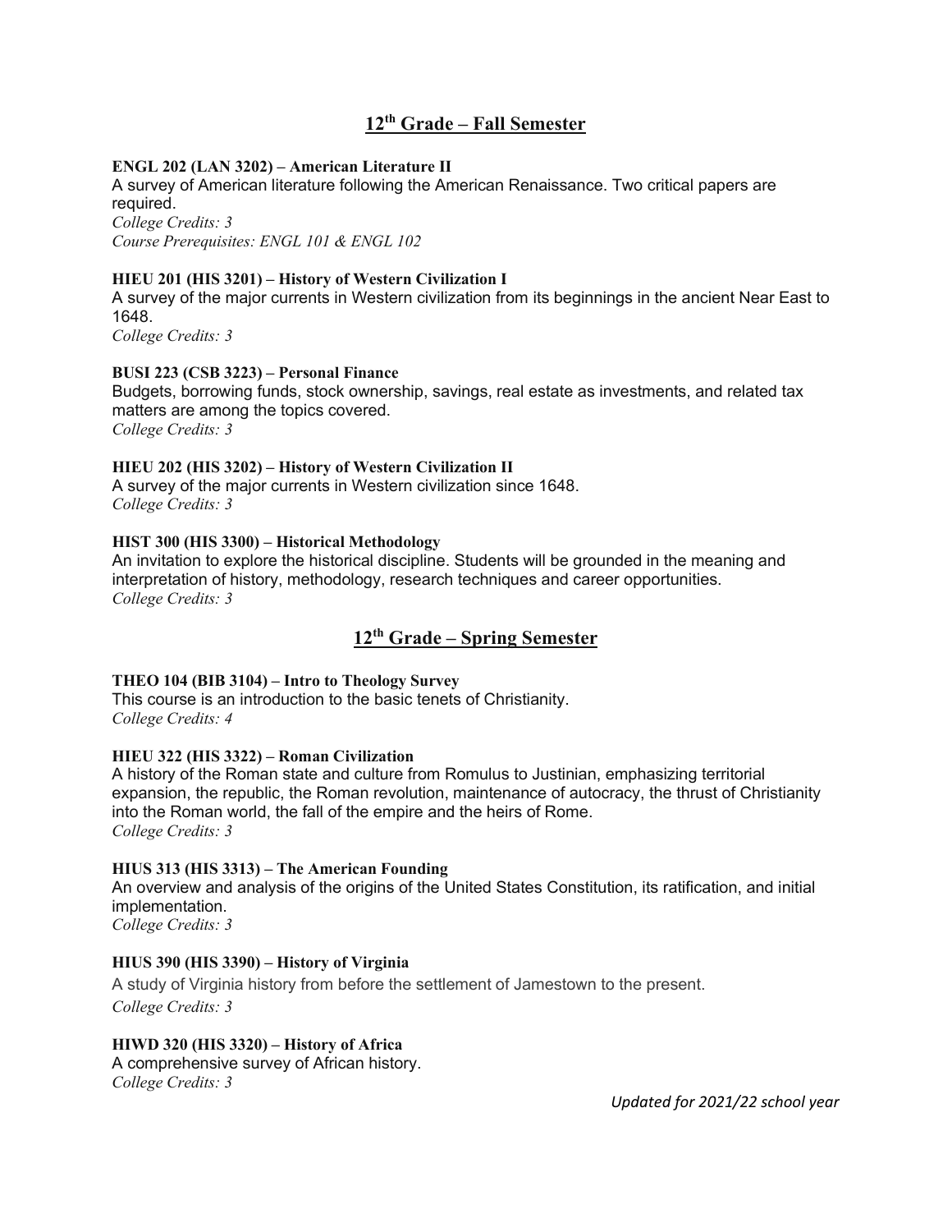## 12th Grade – Fall Semester

**ENGL 202 (LAN 3202) – American Literature II**

A survey of American literature following the American Renaissance. Two critical papers are required.

*College Credits: 3*

*Course Prerequisites: ENGL 101 & ENGL 102*

**HIEU 201 (HIS 3201) – History of Western Civilization I**

A survey of the major currents in Western civilization from its beginnings in the ancient Near East to 1648.

*College Credits: 3*

**BUSI 223 (CSB 3223) – Personal Finance**

Budgets, borrowing funds, stock ownership, savings, real estate as investments, and related tax matters are among the topics covered.

*College Credits: 3*

**HIEU 202 (HIS 3202) – History of Western Civilization II**

A survey of the major currents in Western civilization since 1648.

*College Credits: 3*

**HIST 300 (HIS 3300) – Historical Methodology**

An invitation to explore the historical discipline. Students will be grounded in the meaning and interpretation of history, methodology, research techniques and career opportunities.

*College Credits: 3*

## 12th Grade – Spring Semester

**THEO 104 (BIB 3104) – Intro to Theology Survey**

This course is an introduction to the basic tenets of Christianity.

*College Credits: 4*

**HIEU 322 (HIS 3322) – Roman Civilization**

A history of the Roman state and culture from Romulus to Justinian, emphasizing territorial expansion, the republic, the Roman revolution, maintenance of autocracy, the thrust of Christianity into the Roman world, the fall of the empire and the heirs of Rome.

*College Credits: 3*

**HIUS 313 (HIS 3313) – The American Founding**

An overview and analysis of the origins of the United States Constitution, its ratification, and initial implementation.

*College Credits: 3*

**HIUS 390 (HIS 3390) – History of Virginia**

A study of Virginia history from before the settlement of Jamestown to the present.

*College Credits: 3*

**HIWD 320 (HIS 3320) – History of Africa**

A comprehensive survey of African history.

*College Credits: 3*

*Updated for 2021/22 school year*